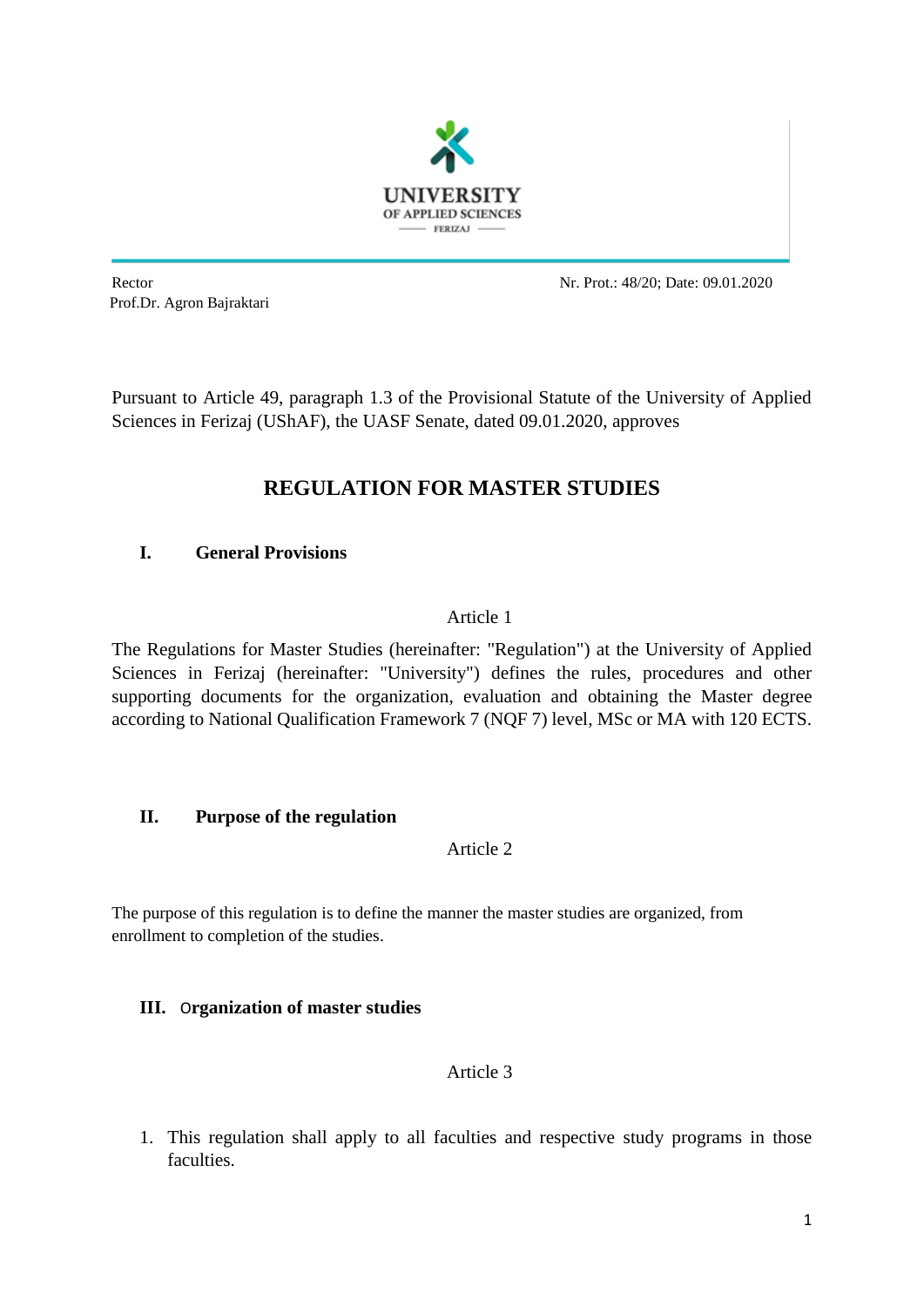UNIVERSITY OF APPLIED SCIENCES FERIZAJ

Rector
Prof.Dr. Agron Bajraktari

Nr. Prot.: 48/20; Date: 09.01.2020

Pursuant to Article 49, paragraph 1.3 of the Provisional Statute of the University of Applied Sciences in Ferizaj (UShAF), the UASF Senate, dated 09.01.2020, approves

# REGULATION FOR MASTER STUDIES

## I. General Provisions

Article 1

The Regulations for Master Studies (hereinafter: "Regulation") at the University of Applied Sciences in Ferizaj (hereinafter: "University") defines the rules, procedures and other supporting documents for the organization, evaluation and obtaining the Master degree according to National Qualification Framework 7 (NQF 7) level, MSc or MA with 120 ECTS.

## II. Purpose of the regulation

Article 2

The purpose of this regulation is to define the manner the master studies are organized, from enrollment to completion of the studies.

## III. Organization of master studies

Article 3

1. This regulation shall apply to all faculties and respective study programs in those faculties.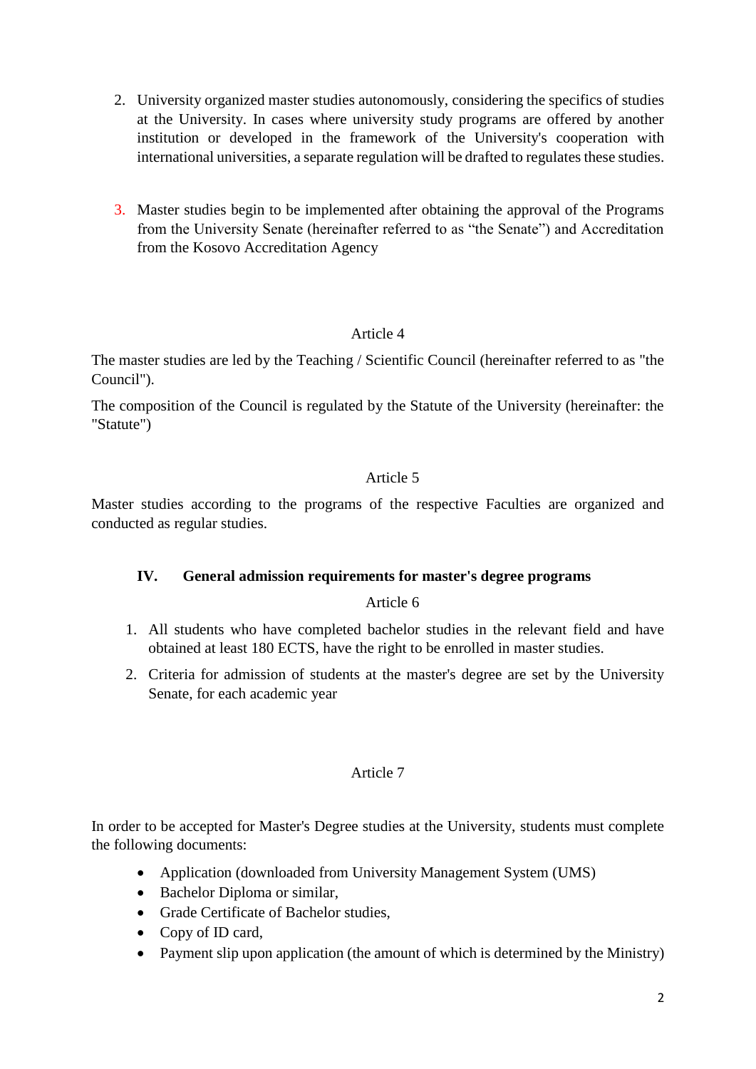2. University organized master studies autonomously, considering the specifics of studies at the University. In cases where university study programs are offered by another institution or developed in the framework of the University's cooperation with international universities, a separate regulation will be drafted to regulates these studies.

3. Master studies begin to be implemented after obtaining the approval of the Programs from the University Senate (hereinafter referred to as "the Senate") and Accreditation from the Kosovo Accreditation Agency

Article 4

The master studies are led by the Teaching / Scientific Council (hereinafter referred to as "the Council").

The composition of the Council is regulated by the Statute of the University (hereinafter: the "Statute")

Article 5

Master studies according to the programs of the respective Faculties are organized and conducted as regular studies.

## IV. General admission requirements for master's degree programs

Article 6

1. All students who have completed bachelor studies in the relevant field and have obtained at least 180 ECTS, have the right to be enrolled in master studies.
2. Criteria for admission of students at the master's degree are set by the University Senate, for each academic year

Article 7

In order to be accepted for Master's Degree studies at the University, students must complete the following documents:

- Application (downloaded from University Management System (UMS)
- Bachelor Diploma or similar,
- Grade Certificate of Bachelor studies,
- Copy of ID card,
- Payment slip upon application (the amount of which is determined by the Ministry)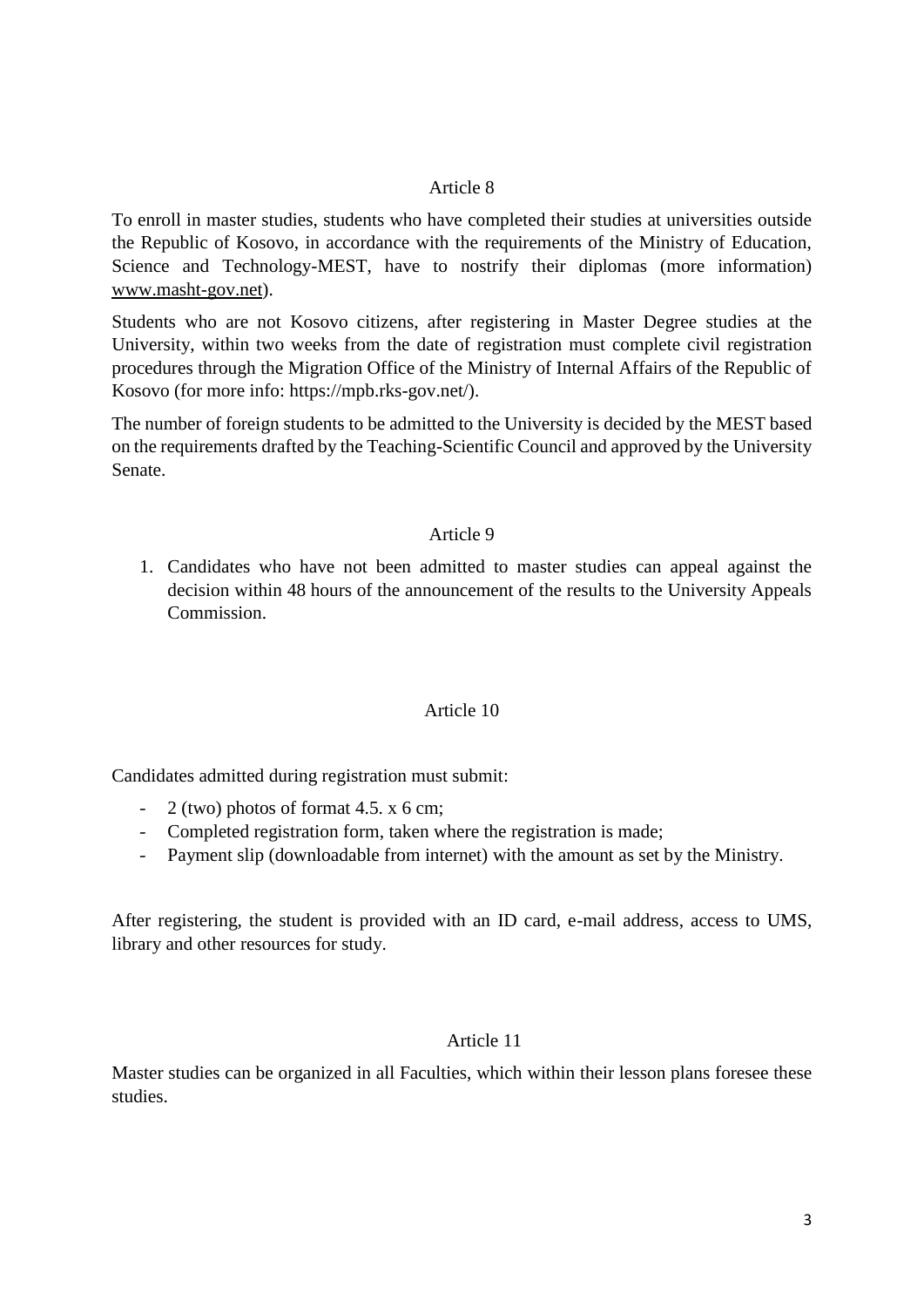## Article 8

To enroll in master studies, students who have completed their studies at universities outside the Republic of Kosovo, in accordance with the requirements of the Ministry of Education, Science and Technology-MEST, have to nostrify their diplomas (more information) www.masht-gov.net).

Students who are not Kosovo citizens, after registering in Master Degree studies at the University, within two weeks from the date of registration must complete civil registration procedures through the Migration Office of the Ministry of Internal Affairs of the Republic of Kosovo (for more info: https://mpb.rks-gov.net/).

The number of foreign students to be admitted to the University is decided by the MEST based on the requirements drafted by the Teaching-Scientific Council and approved by the University Senate.

## Article 9

1. Candidates who have not been admitted to master studies can appeal against the decision within 48 hours of the announcement of the results to the University Appeals Commission.

## Article 10

Candidates admitted during registration must submit:

- 2 (two) photos of format 4.5. x 6 cm;
- Completed registration form, taken where the registration is made;
- Payment slip (downloadable from internet) with the amount as set by the Ministry.

After registering, the student is provided with an ID card, e-mail address, access to UMS, library and other resources for study.

## Article 11

Master studies can be organized in all Faculties, which within their lesson plans foresee these studies.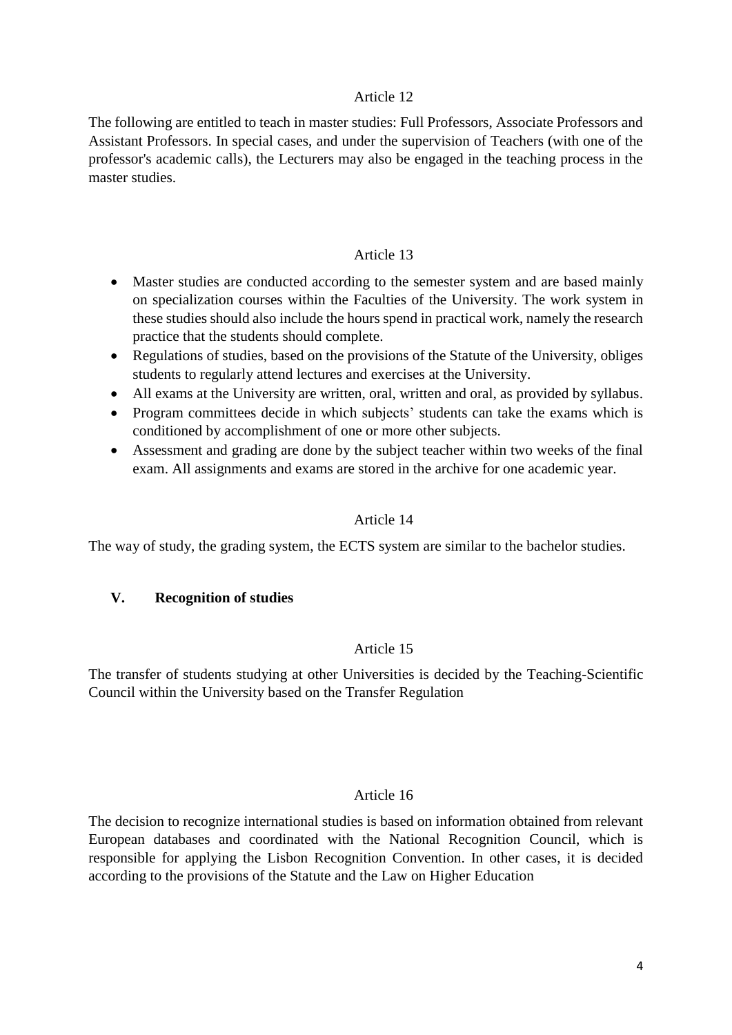Article 12

The following are entitled to teach in master studies: Full Professors, Associate Professors and Assistant Professors. In special cases, and under the supervision of Teachers (with one of the professor's academic calls), the Lecturers may also be engaged in the teaching process in the master studies.

Article 13

- Master studies are conducted according to the semester system and are based mainly on specialization courses within the Faculties of the University. The work system in these studies should also include the hours spend in practical work, namely the research practice that the students should complete.
- Regulations of studies, based on the provisions of the Statute of the University, obliges students to regularly attend lectures and exercises at the University.
- All exams at the University are written, oral, written and oral, as provided by syllabus.
- Program committees decide in which subjects' students can take the exams which is conditioned by accomplishment of one or more other subjects.
- Assessment and grading are done by the subject teacher within two weeks of the final exam. All assignments and exams are stored in the archive for one academic year.

Article 14

The way of study, the grading system, the ECTS system are similar to the bachelor studies.

## V. Recognition of studies

Article 15

The transfer of students studying at other Universities is decided by the Teaching-Scientific Council within the University based on the Transfer Regulation

Article 16

The decision to recognize international studies is based on information obtained from relevant European databases and coordinated with the National Recognition Council, which is responsible for applying the Lisbon Recognition Convention. In other cases, it is decided according to the provisions of the Statute and the Law on Higher Education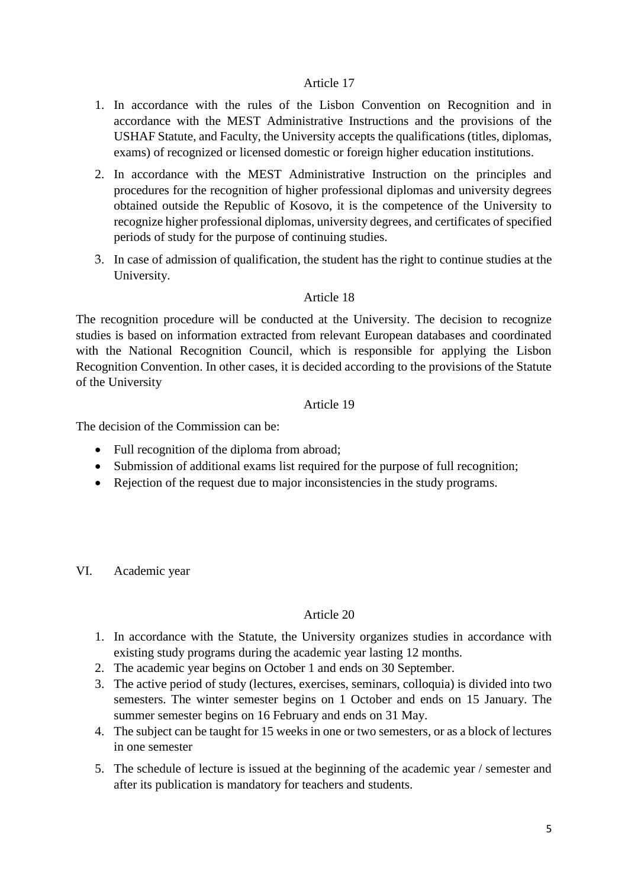### Article 17

1. In accordance with the rules of the Lisbon Convention on Recognition and in accordance with the MEST Administrative Instructions and the provisions of the USHAF Statute, and Faculty, the University accepts the qualifications (titles, diplomas, exams) of recognized or licensed domestic or foreign higher education institutions.
2. In accordance with the MEST Administrative Instruction on the principles and procedures for the recognition of higher professional diplomas and university degrees obtained outside the Republic of Kosovo, it is the competence of the University to recognize higher professional diplomas, university degrees, and certificates of specified periods of study for the purpose of continuing studies.
3. In case of admission of qualification, the student has the right to continue studies at the University.

### Article 18

The recognition procedure will be conducted at the University. The decision to recognize studies is based on information extracted from relevant European databases and coordinated with the National Recognition Council, which is responsible for applying the Lisbon Recognition Convention. In other cases, it is decided according to the provisions of the Statute of the University

### Article 19

The decision of the Commission can be:

- Full recognition of the diploma from abroad;
- Submission of additional exams list required for the purpose of full recognition;
- Rejection of the request due to major inconsistencies in the study programs.

## VI. Academic year

### Article 20

1. In accordance with the Statute, the University organizes studies in accordance with existing study programs during the academic year lasting 12 months.
2. The academic year begins on October 1 and ends on 30 September.
3. The active period of study (lectures, exercises, seminars, colloquia) is divided into two semesters. The winter semester begins on 1 October and ends on 15 January. The summer semester begins on 16 February and ends on 31 May.
4. The subject can be taught for 15 weeks in one or two semesters, or as a block of lectures in one semester
5. The schedule of lecture is issued at the beginning of the academic year / semester and after its publication is mandatory for teachers and students.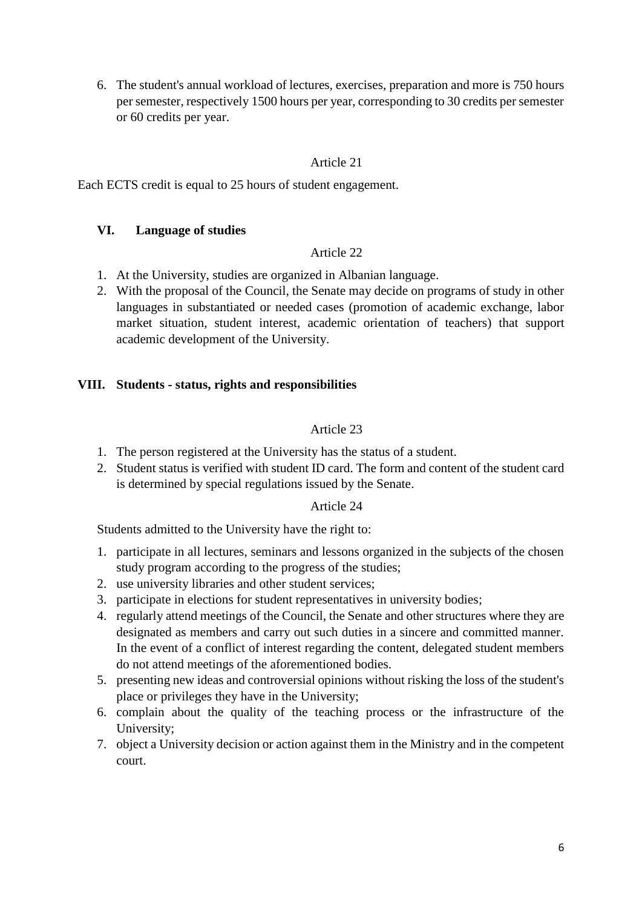6. The student's annual workload of lectures, exercises, preparation and more is 750 hours per semester, respectively 1500 hours per year, corresponding to 30 credits per semester or 60 credits per year.

Article 21

Each ECTS credit is equal to 25 hours of student engagement.

## VI. Language of studies

Article 22

1. At the University, studies are organized in Albanian language.
2. With the proposal of the Council, the Senate may decide on programs of study in other languages in substantiated or needed cases (promotion of academic exchange, labor market situation, student interest, academic orientation of teachers) that support academic development of the University.

## VIII. Students - status, rights and responsibilities

Article 23

1. The person registered at the University has the status of a student.
2. Student status is verified with student ID card. The form and content of the student card is determined by special regulations issued by the Senate.

Article 24

Students admitted to the University have the right to:

1. participate in all lectures, seminars and lessons organized in the subjects of the chosen study program according to the progress of the studies;
2. use university libraries and other student services;
3. participate in elections for student representatives in university bodies;
4. regularly attend meetings of the Council, the Senate and other structures where they are designated as members and carry out such duties in a sincere and committed manner. In the event of a conflict of interest regarding the content, delegated student members do not attend meetings of the aforementioned bodies.
5. presenting new ideas and controversial opinions without risking the loss of the student's place or privileges they have in the University;
6. complain about the quality of the teaching process or the infrastructure of the University;
7. object a University decision or action against them in the Ministry and in the competent court.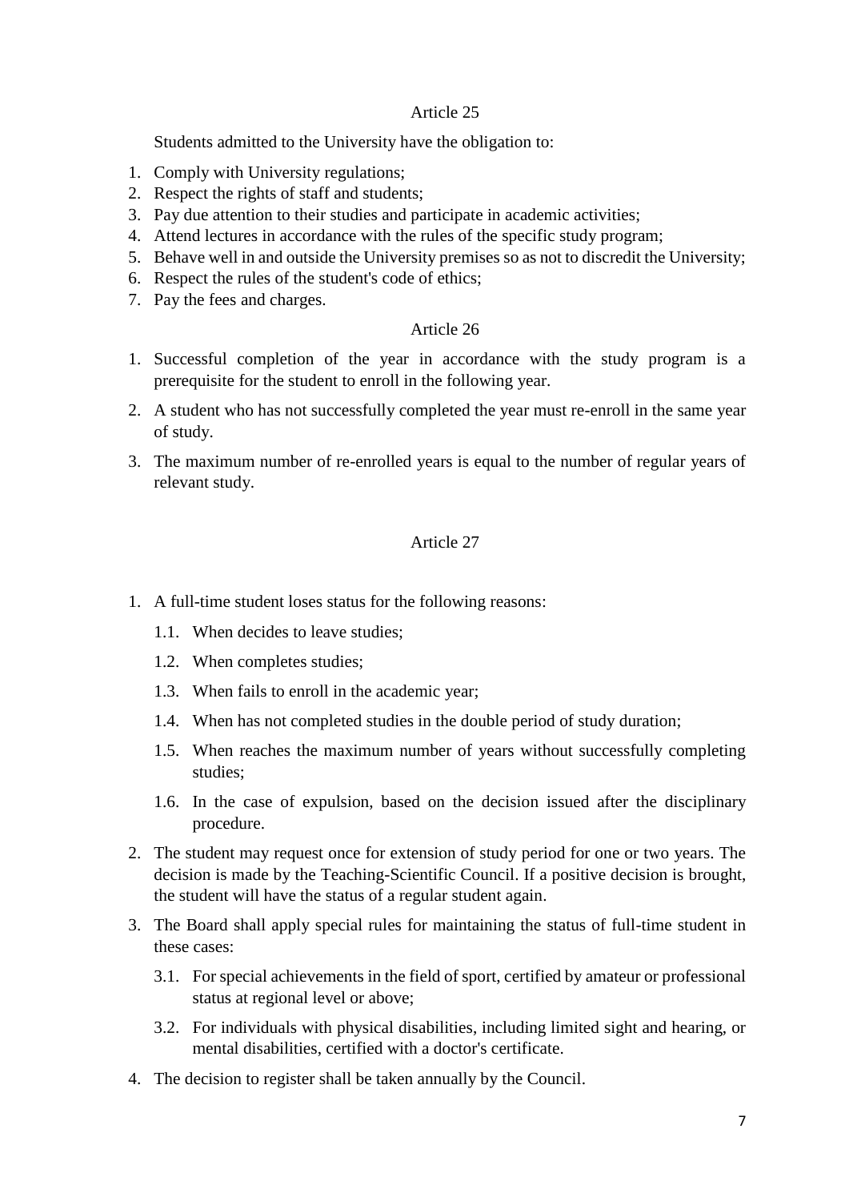## Article 25

Students admitted to the University have the obligation to:

1. Comply with University regulations;
2. Respect the rights of staff and students;
3. Pay due attention to their studies and participate in academic activities;
4. Attend lectures in accordance with the rules of the specific study program;
5. Behave well in and outside the University premises so as not to discredit the University;
6. Respect the rules of the student's code of ethics;
7. Pay the fees and charges.

## Article 26

1. Successful completion of the year in accordance with the study program is a prerequisite for the student to enroll in the following year.
2. A student who has not successfully completed the year must re-enroll in the same year of study.
3. The maximum number of re-enrolled years is equal to the number of regular years of relevant study.

## Article 27

1. A full-time student loses status for the following reasons:
   - 1.1. When decides to leave studies;
   - 1.2. When completes studies;
   - 1.3. When fails to enroll in the academic year;
   - 1.4. When has not completed studies in the double period of study duration;
   - 1.5. When reaches the maximum number of years without successfully completing studies;
   - 1.6. In the case of expulsion, based on the decision issued after the disciplinary procedure.
2. The student may request once for extension of study period for one or two years. The decision is made by the Teaching-Scientific Council. If a positive decision is brought, the student will have the status of a regular student again.
3. The Board shall apply special rules for maintaining the status of full-time student in these cases:
   - 3.1. For special achievements in the field of sport, certified by amateur or professional status at regional level or above;
   - 3.2. For individuals with physical disabilities, including limited sight and hearing, or mental disabilities, certified with a doctor's certificate.
4. The decision to register shall be taken annually by the Council.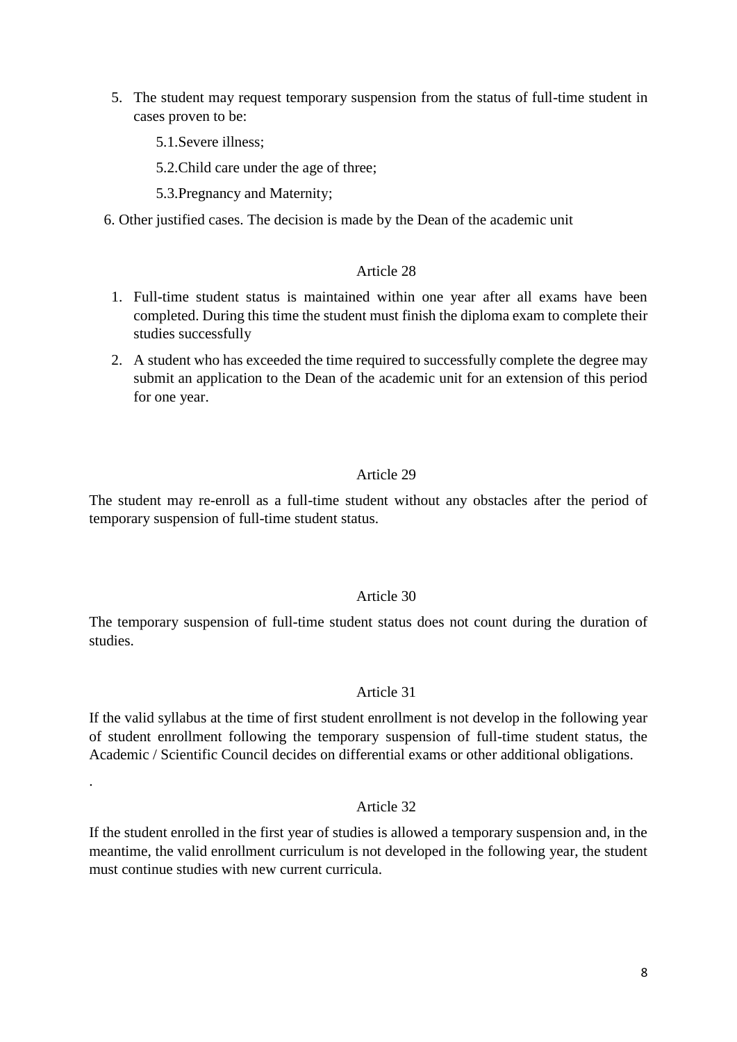5. The student may request temporary suspension from the status of full-time student in cases proven to be:

    5.1.Severe illness;

    5.2.Child care under the age of three;

    5.3.Pregnancy and Maternity;

6. Other justified cases. The decision is made by the Dean of the academic unit

Article 28

1. Full-time student status is maintained within one year after all exams have been completed. During this time the student must finish the diploma exam to complete their studies successfully
2. A student who has exceeded the time required to successfully complete the degree may submit an application to the Dean of the academic unit for an extension of this period for one year.

Article 29

The student may re-enroll as a full-time student without any obstacles after the period of temporary suspension of full-time student status.

Article 30

The temporary suspension of full-time student status does not count during the duration of studies.

Article 31

If the valid syllabus at the time of first student enrollment is not develop in the following year of student enrollment following the temporary suspension of full-time student status, the Academic / Scientific Council decides on differential exams or other additional obligations.

.

Article 32

If the student enrolled in the first year of studies is allowed a temporary suspension and, in the meantime, the valid enrollment curriculum is not developed in the following year, the student must continue studies with new current curricula.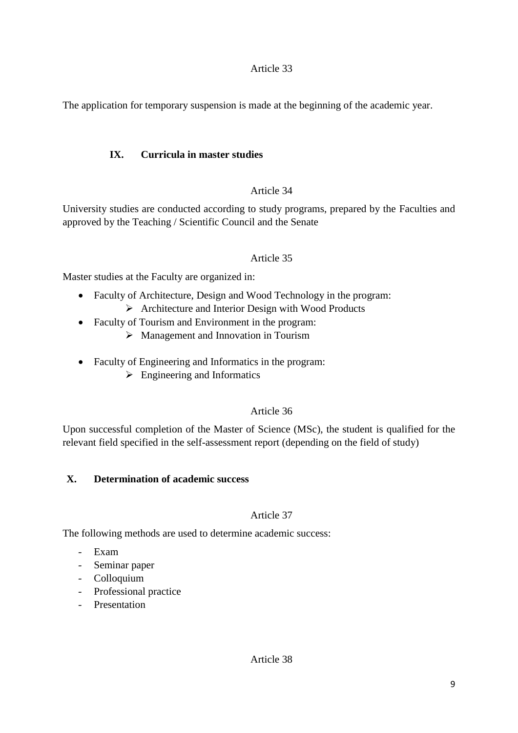Article 33

The application for temporary suspension is made at the beginning of the academic year.

## IX. Curricula in master studies

Article 34

University studies are conducted according to study programs, prepared by the Faculties and approved by the Teaching / Scientific Council and the Senate

Article 35

Master studies at the Faculty are organized in:

- Faculty of Architecture, Design and Wood Technology in the program:
  - Architecture and Interior Design with Wood Products
- Faculty of Tourism and Environment in the program:
  - Management and Innovation in Tourism
- Faculty of Engineering and Informatics in the program:
  - Engineering and Informatics

Article 36

Upon successful completion of the Master of Science (MSc), the student is qualified for the relevant field specified in the self-assessment report (depending on the field of study)

## X. Determination of academic success

Article 37

The following methods are used to determine academic success:

- Exam
- Seminar paper
- Colloquium
- Professional practice
- Presentation

Article 38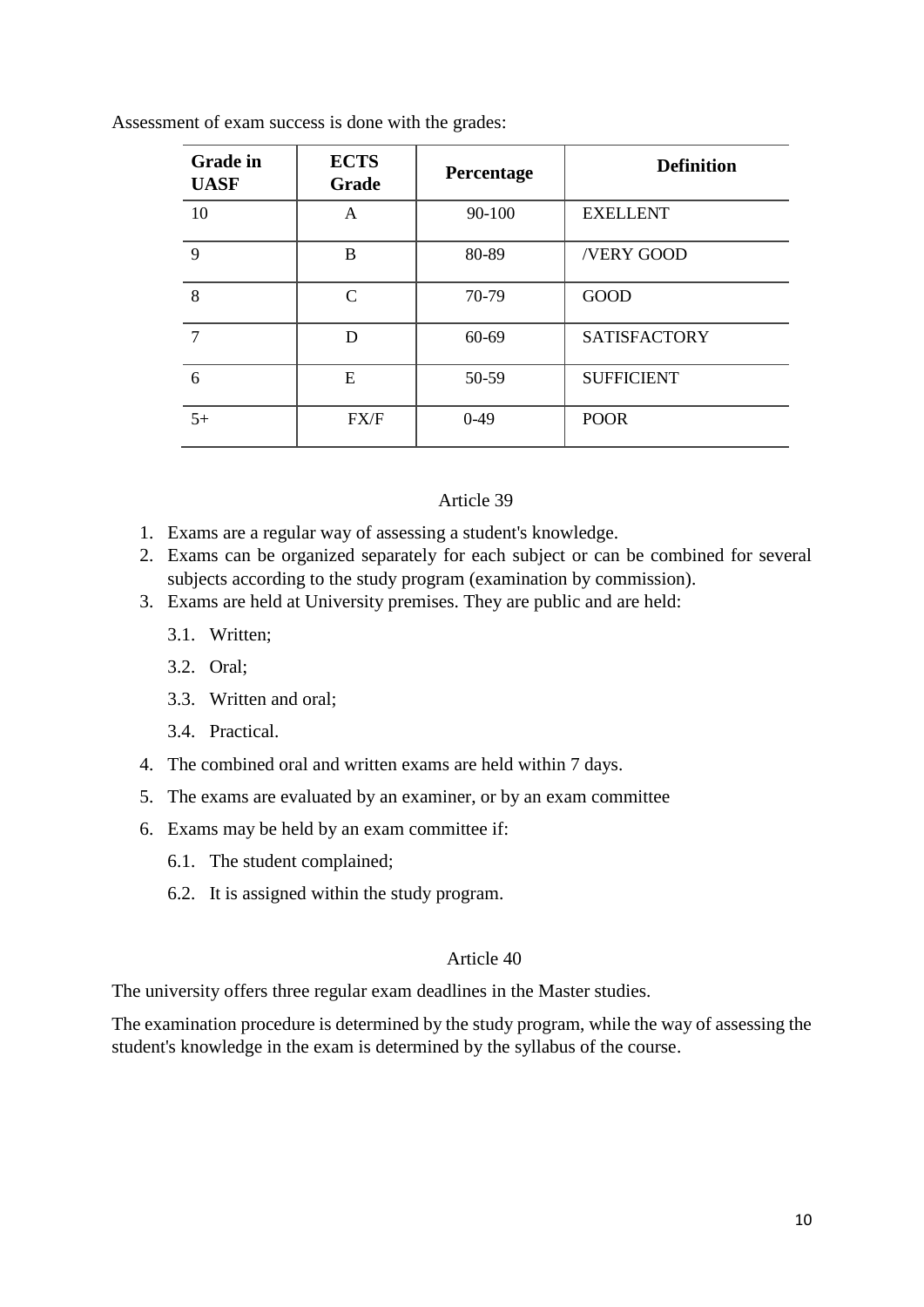Assessment of exam success is done with the grades:

| Grade in UASF | ECTS Grade | Percentage | Definition |
|---|---|---|---|
| 10 | A | 90-100 | EXELLENT |
| 9 | B | 80-89 | /VERY GOOD |
| 8 | C | 70-79 | GOOD |
| 7 | D | 60-69 | SATISFACTORY |
| 6 | E | 50-59 | SUFFICIENT |
| 5+ | FX/F | 0-49 | POOR |

Article 39

1. Exams are a regular way of assessing a student's knowledge.
2. Exams can be organized separately for each subject or can be combined for several subjects according to the study program (examination by commission).
3. Exams are held at University premises. They are public and are held:
   - 3.1. Written;
   - 3.2. Oral;
   - 3.3. Written and oral;
   - 3.4. Practical.
4. The combined oral and written exams are held within 7 days.
5. The exams are evaluated by an examiner, or by an exam committee
6. Exams may be held by an exam committee if:
   - 6.1. The student complained;
   - 6.2. It is assigned within the study program.

Article 40

The university offers three regular exam deadlines in the Master studies.

The examination procedure is determined by the study program, while the way of assessing the student's knowledge in the exam is determined by the syllabus of the course.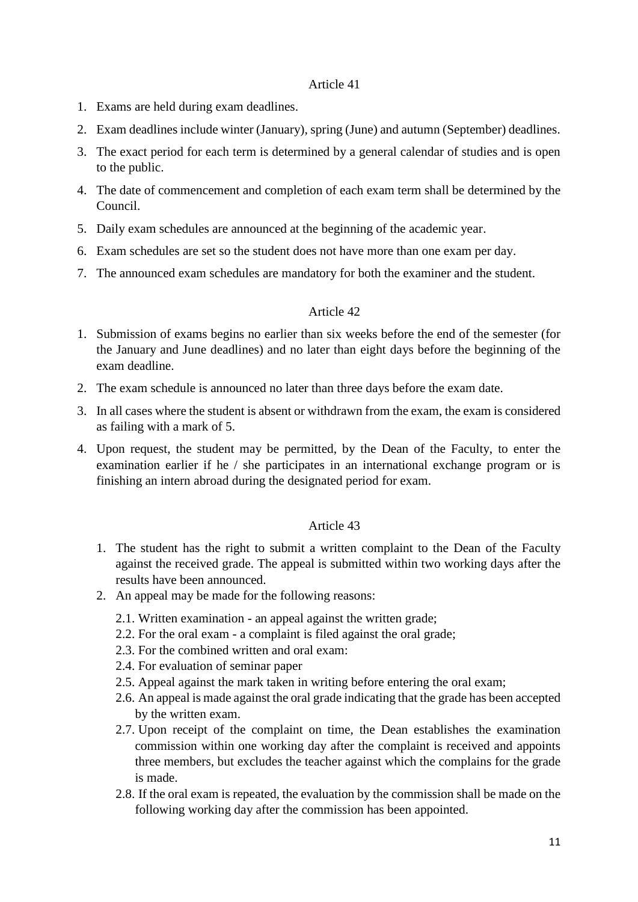## Article 41

1. Exams are held during exam deadlines.
2. Exam deadlines include winter (January), spring (June) and autumn (September) deadlines.
3. The exact period for each term is determined by a general calendar of studies and is open to the public.
4. The date of commencement and completion of each exam term shall be determined by the Council.
5. Daily exam schedules are announced at the beginning of the academic year.
6. Exam schedules are set so the student does not have more than one exam per day.
7. The announced exam schedules are mandatory for both the examiner and the student.

## Article 42

1. Submission of exams begins no earlier than six weeks before the end of the semester (for the January and June deadlines) and no later than eight days before the beginning of the exam deadline.
2. The exam schedule is announced no later than three days before the exam date.
3. In all cases where the student is absent or withdrawn from the exam, the exam is considered as failing with a mark of 5.
4. Upon request, the student may be permitted, by the Dean of the Faculty, to enter the examination earlier if he / she participates in an international exchange program or is finishing an intern abroad during the designated period for exam.

## Article 43

1. The student has the right to submit a written complaint to the Dean of the Faculty against the received grade. The appeal is submitted within two working days after the results have been announced.
2. An appeal may be made for the following reasons:

   2.1. Written examination - an appeal against the written grade;

   2.2. For the oral exam - a complaint is filed against the oral grade;

   2.3. For the combined written and oral exam:

   2.4. For evaluation of seminar paper

   2.5. Appeal against the mark taken in writing before entering the oral exam;

   2.6. An appeal is made against the oral grade indicating that the grade has been accepted by the written exam.

   2.7. Upon receipt of the complaint on time, the Dean establishes the examination commission within one working day after the complaint is received and appoints three members, but excludes the teacher against which the complains for the grade is made.

   2.8. If the oral exam is repeated, the evaluation by the commission shall be made on the following working day after the commission has been appointed.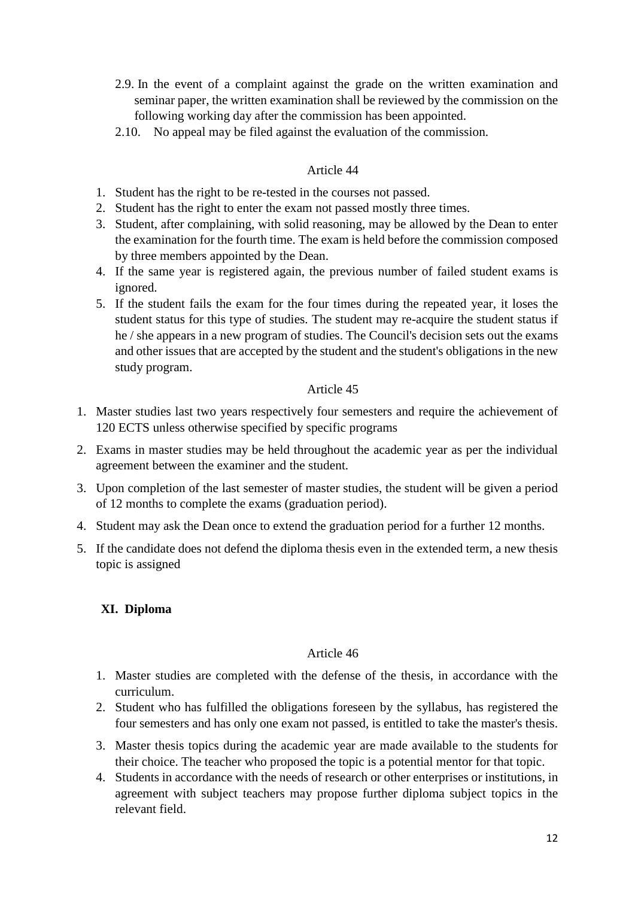2.9. In the event of a complaint against the grade on the written examination and seminar paper, the written examination shall be reviewed by the commission on the following working day after the commission has been appointed.

2.10. No appeal may be filed against the evaluation of the commission.

Article 44

1. Student has the right to be re-tested in the courses not passed.
2. Student has the right to enter the exam not passed mostly three times.
3. Student, after complaining, with solid reasoning, may be allowed by the Dean to enter the examination for the fourth time. The exam is held before the commission composed by three members appointed by the Dean.
4. If the same year is registered again, the previous number of failed student exams is ignored.
5. If the student fails the exam for the four times during the repeated year, it loses the student status for this type of studies. The student may re-acquire the student status if he / she appears in a new program of studies. The Council's decision sets out the exams and other issues that are accepted by the student and the student's obligations in the new study program.

Article 45

1. Master studies last two years respectively four semesters and require the achievement of 120 ECTS unless otherwise specified by specific programs
2. Exams in master studies may be held throughout the academic year as per the individual agreement between the examiner and the student.
3. Upon completion of the last semester of master studies, the student will be given a period of 12 months to complete the exams (graduation period).
4. Student may ask the Dean once to extend the graduation period for a further 12 months.
5. If the candidate does not defend the diploma thesis even in the extended term, a new thesis topic is assigned

## XI. Diploma

Article 46

1. Master studies are completed with the defense of the thesis, in accordance with the curriculum.
2. Student who has fulfilled the obligations foreseen by the syllabus, has registered the four semesters and has only one exam not passed, is entitled to take the master's thesis.
3. Master thesis topics during the academic year are made available to the students for their choice. The teacher who proposed the topic is a potential mentor for that topic.
4. Students in accordance with the needs of research or other enterprises or institutions, in agreement with subject teachers may propose further diploma subject topics in the relevant field.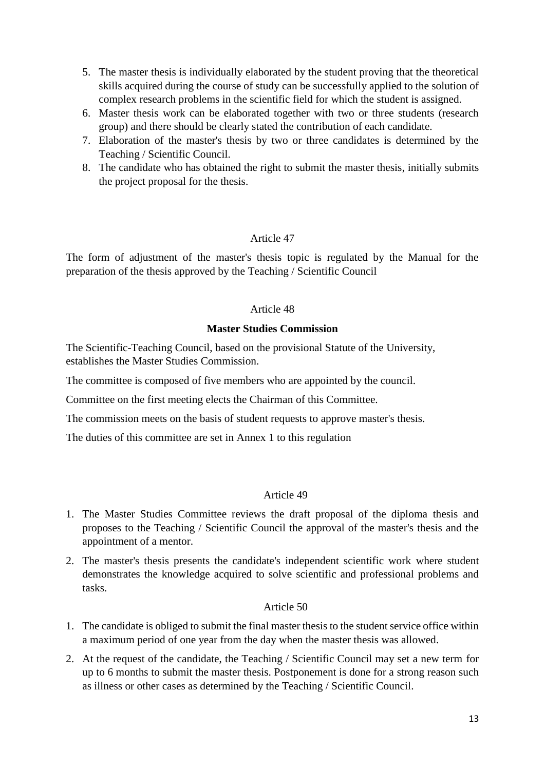5. The master thesis is individually elaborated by the student proving that the theoretical skills acquired during the course of study can be successfully applied to the solution of complex research problems in the scientific field for which the student is assigned.
6. Master thesis work can be elaborated together with two or three students (research group) and there should be clearly stated the contribution of each candidate.
7. Elaboration of the master's thesis by two or three candidates is determined by the Teaching / Scientific Council.
8. The candidate who has obtained the right to submit the master thesis, initially submits the project proposal for the thesis.

Article 47

The form of adjustment of the master's thesis topic is regulated by the Manual for the preparation of the thesis approved by the Teaching / Scientific Council

Article 48

**Master Studies Commission**

The Scientific-Teaching Council, based on the provisional Statute of the University, establishes the Master Studies Commission.

The committee is composed of five members who are appointed by the council.

Committee on the first meeting elects the Chairman of this Committee.

The commission meets on the basis of student requests to approve master's thesis.

The duties of this committee are set in Annex 1 to this regulation

Article 49

1. The Master Studies Committee reviews the draft proposal of the diploma thesis and proposes to the Teaching / Scientific Council the approval of the master's thesis and the appointment of a mentor.
2. The master's thesis presents the candidate's independent scientific work where student demonstrates the knowledge acquired to solve scientific and professional problems and tasks.

Article 50

1. The candidate is obliged to submit the final master thesis to the student service office within a maximum period of one year from the day when the master thesis was allowed.
2. At the request of the candidate, the Teaching / Scientific Council may set a new term for up to 6 months to submit the master thesis. Postponement is done for a strong reason such as illness or other cases as determined by the Teaching / Scientific Council.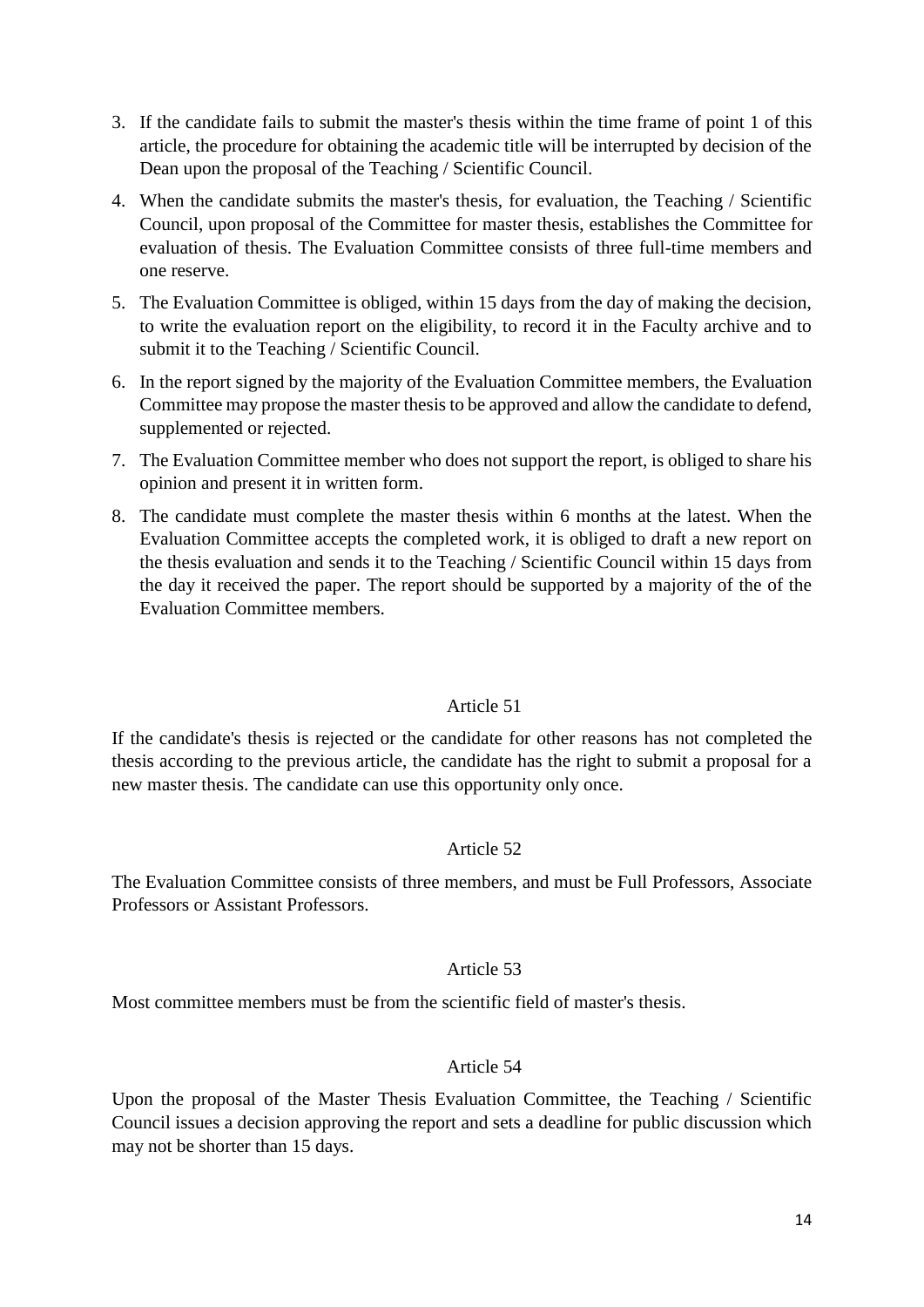3. If the candidate fails to submit the master's thesis within the time frame of point 1 of this article, the procedure for obtaining the academic title will be interrupted by decision of the Dean upon the proposal of the Teaching / Scientific Council.
4. When the candidate submits the master's thesis, for evaluation, the Teaching / Scientific Council, upon proposal of the Committee for master thesis, establishes the Committee for evaluation of thesis. The Evaluation Committee consists of three full-time members and one reserve.
5. The Evaluation Committee is obliged, within 15 days from the day of making the decision, to write the evaluation report on the eligibility, to record it in the Faculty archive and to submit it to the Teaching / Scientific Council.
6. In the report signed by the majority of the Evaluation Committee members, the Evaluation Committee may propose the master thesis to be approved and allow the candidate to defend, supplemented or rejected.
7. The Evaluation Committee member who does not support the report, is obliged to share his opinion and present it in written form.
8. The candidate must complete the master thesis within 6 months at the latest. When the Evaluation Committee accepts the completed work, it is obliged to draft a new report on the thesis evaluation and sends it to the Teaching / Scientific Council within 15 days from the day it received the paper. The report should be supported by a majority of the of the Evaluation Committee members.

Article 51

If the candidate's thesis is rejected or the candidate for other reasons has not completed the thesis according to the previous article, the candidate has the right to submit a proposal for a new master thesis. The candidate can use this opportunity only once.

Article 52

The Evaluation Committee consists of three members, and must be Full Professors, Associate Professors or Assistant Professors.

Article 53

Most committee members must be from the scientific field of master's thesis.

Article 54

Upon the proposal of the Master Thesis Evaluation Committee, the Teaching / Scientific Council issues a decision approving the report and sets a deadline for public discussion which may not be shorter than 15 days.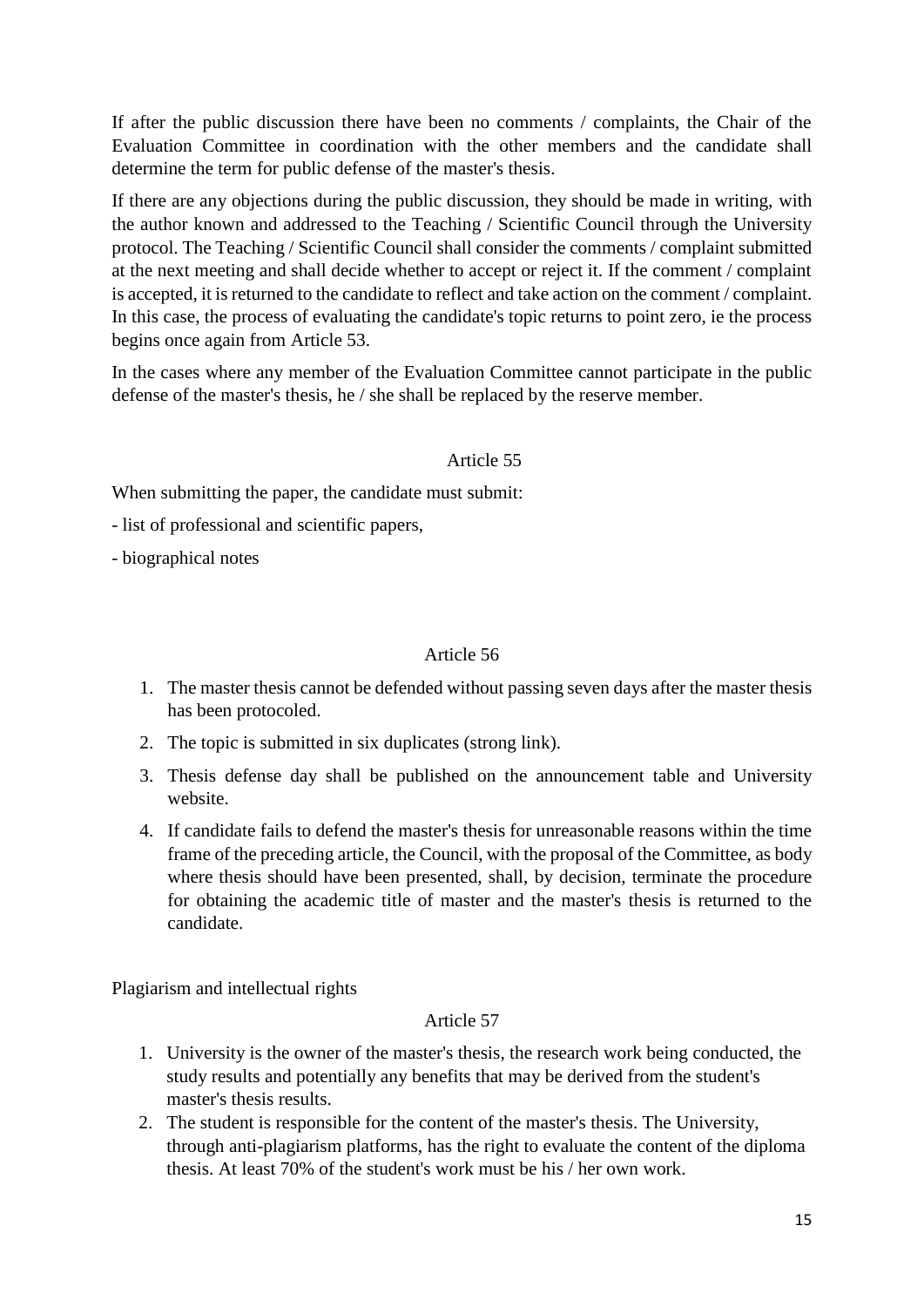If after the public discussion there have been no comments / complaints, the Chair of the Evaluation Committee in coordination with the other members and the candidate shall determine the term for public defense of the master's thesis.

If there are any objections during the public discussion, they should be made in writing, with the author known and addressed to the Teaching / Scientific Council through the University protocol. The Teaching / Scientific Council shall consider the comments / complaint submitted at the next meeting and shall decide whether to accept or reject it. If the comment / complaint is accepted, it is returned to the candidate to reflect and take action on the comment / complaint. In this case, the process of evaluating the candidate's topic returns to point zero, ie the process begins once again from Article 53.

In the cases where any member of the Evaluation Committee cannot participate in the public defense of the master's thesis, he / she shall be replaced by the reserve member.

Article 55

When submitting the paper, the candidate must submit:

- list of professional and scientific papers,
- biographical notes

Article 56

1. The master thesis cannot be defended without passing seven days after the master thesis has been protocoled.
2. The topic is submitted in six duplicates (strong link).
3. Thesis defense day shall be published on the announcement table and University website.
4. If candidate fails to defend the master's thesis for unreasonable reasons within the time frame of the preceding article, the Council, with the proposal of the Committee, as body where thesis should have been presented, shall, by decision, terminate the procedure for obtaining the academic title of master and the master's thesis is returned to the candidate.

Plagiarism and intellectual rights

Article 57

1. University is the owner of the master's thesis, the research work being conducted, the study results and potentially any benefits that may be derived from the student's master's thesis results.
2. The student is responsible for the content of the master's thesis. The University, through anti-plagiarism platforms, has the right to evaluate the content of the diploma thesis. At least 70% of the student's work must be his / her own work.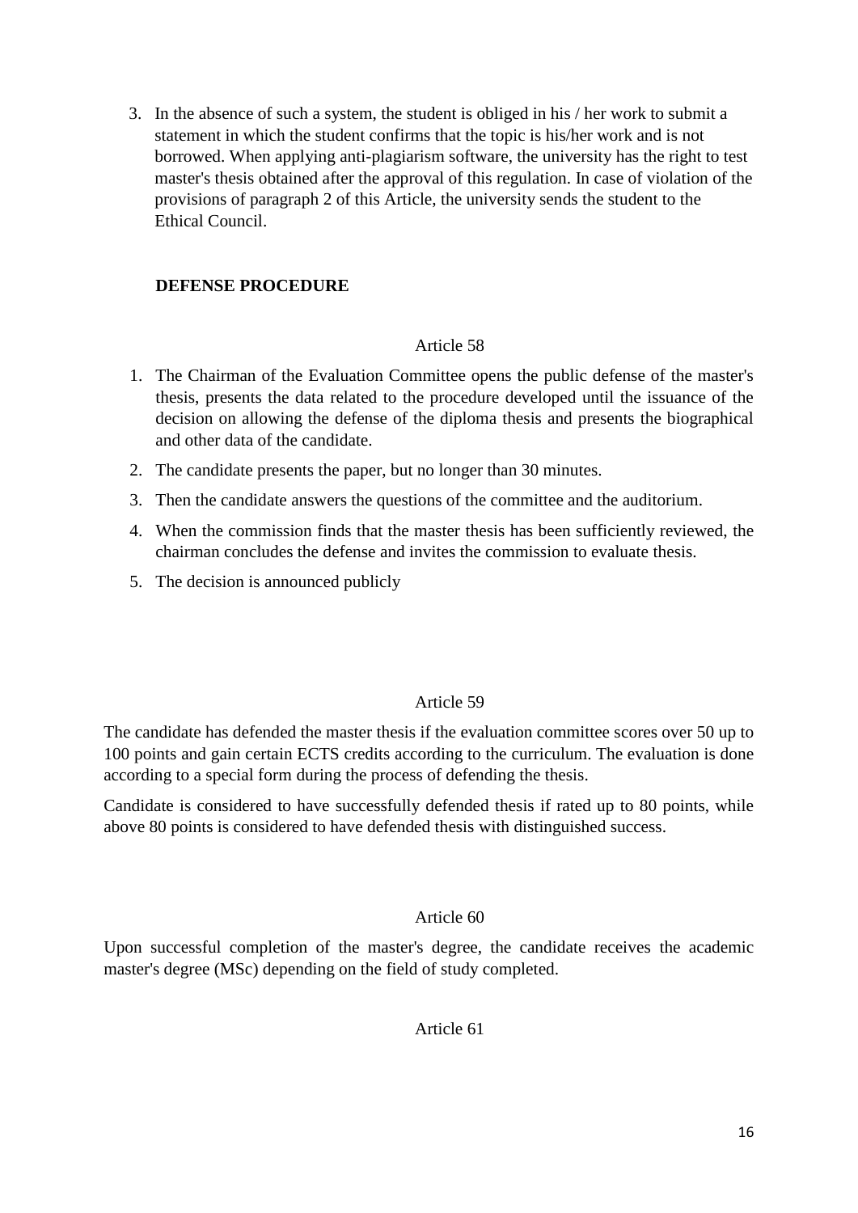3. In the absence of such a system, the student is obliged in his / her work to submit a statement in which the student confirms that the topic is his/her work and is not borrowed. When applying anti-plagiarism software, the university has the right to test master's thesis obtained after the approval of this regulation. In case of violation of the provisions of paragraph 2 of this Article, the university sends the student to the Ethical Council.

**DEFENSE PROCEDURE**

Article 58

1. The Chairman of the Evaluation Committee opens the public defense of the master's thesis, presents the data related to the procedure developed until the issuance of the decision on allowing the defense of the diploma thesis and presents the biographical and other data of the candidate.
2. The candidate presents the paper, but no longer than 30 minutes.
3. Then the candidate answers the questions of the committee and the auditorium.
4. When the commission finds that the master thesis has been sufficiently reviewed, the chairman concludes the defense and invites the commission to evaluate thesis.
5. The decision is announced publicly

Article 59

The candidate has defended the master thesis if the evaluation committee scores over 50 up to 100 points and gain certain ECTS credits according to the curriculum. The evaluation is done according to a special form during the process of defending the thesis.

Candidate is considered to have successfully defended thesis if rated up to 80 points, while above 80 points is considered to have defended thesis with distinguished success.

Article 60

Upon successful completion of the master's degree, the candidate receives the academic master's degree (MSc) depending on the field of study completed.

Article 61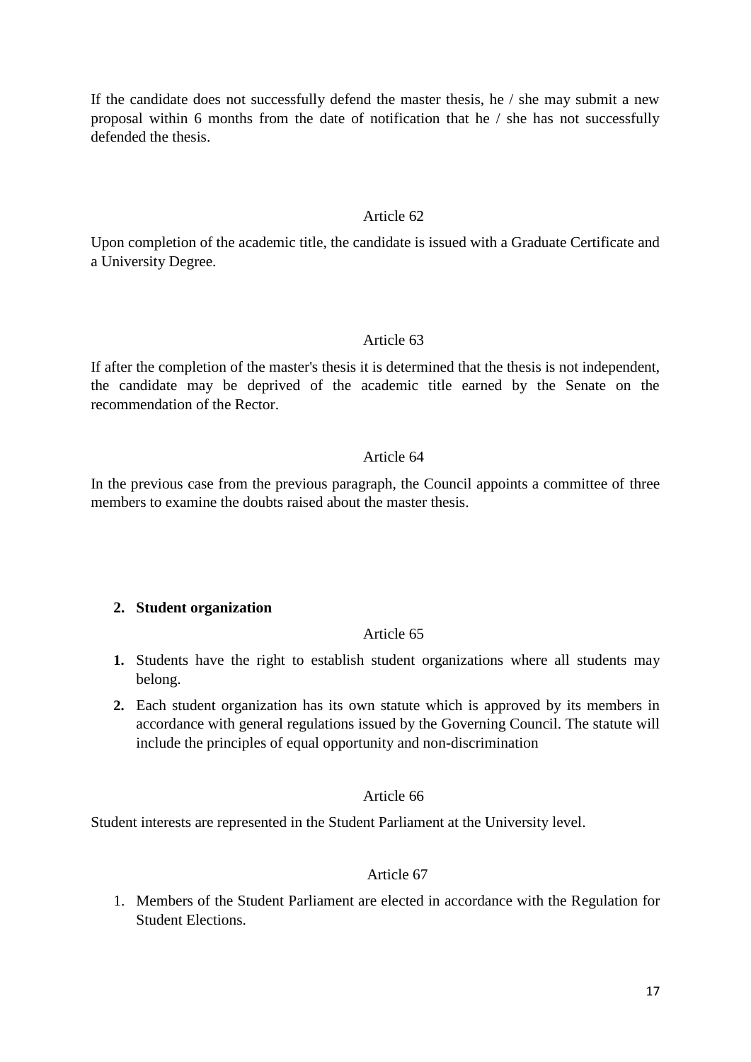If the candidate does not successfully defend the master thesis, he / she may submit a new proposal within 6 months from the date of notification that he / she has not successfully defended the thesis.

Article 62

Upon completion of the academic title, the candidate is issued with a Graduate Certificate and a University Degree.

Article 63

If after the completion of the master's thesis it is determined that the thesis is not independent, the candidate may be deprived of the academic title earned by the Senate on the recommendation of the Rector.

Article 64

In the previous case from the previous paragraph, the Council appoints a committee of three members to examine the doubts raised about the master thesis.

## 2. Student organization

Article 65

1. Students have the right to establish student organizations where all students may belong.
2. Each student organization has its own statute which is approved by its members in accordance with general regulations issued by the Governing Council. The statute will include the principles of equal opportunity and non-discrimination

Article 66

Student interests are represented in the Student Parliament at the University level.

Article 67

1. Members of the Student Parliament are elected in accordance with the Regulation for Student Elections.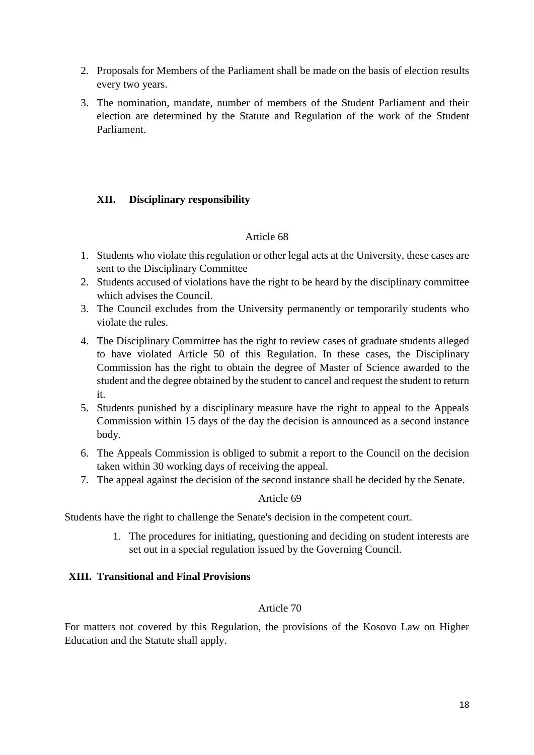2. Proposals for Members of the Parliament shall be made on the basis of election results every two years.
3. The nomination, mandate, number of members of the Student Parliament and their election are determined by the Statute and Regulation of the work of the Student Parliament.

## XII. Disciplinary responsibility

Article 68

1. Students who violate this regulation or other legal acts at the University, these cases are sent to the Disciplinary Committee
2. Students accused of violations have the right to be heard by the disciplinary committee which advises the Council.
3. The Council excludes from the University permanently or temporarily students who violate the rules.
4. The Disciplinary Committee has the right to review cases of graduate students alleged to have violated Article 50 of this Regulation. In these cases, the Disciplinary Commission has the right to obtain the degree of Master of Science awarded to the student and the degree obtained by the student to cancel and request the student to return it.
5. Students punished by a disciplinary measure have the right to appeal to the Appeals Commission within 15 days of the day the decision is announced as a second instance body.
6. The Appeals Commission is obliged to submit a report to the Council on the decision taken within 30 working days of receiving the appeal.
7. The appeal against the decision of the second instance shall be decided by the Senate.

Article 69

Students have the right to challenge the Senate's decision in the competent court.

1. The procedures for initiating, questioning and deciding on student interests are set out in a special regulation issued by the Governing Council.

## XIII. Transitional and Final Provisions

Article 70

For matters not covered by this Regulation, the provisions of the Kosovo Law on Higher Education and the Statute shall apply.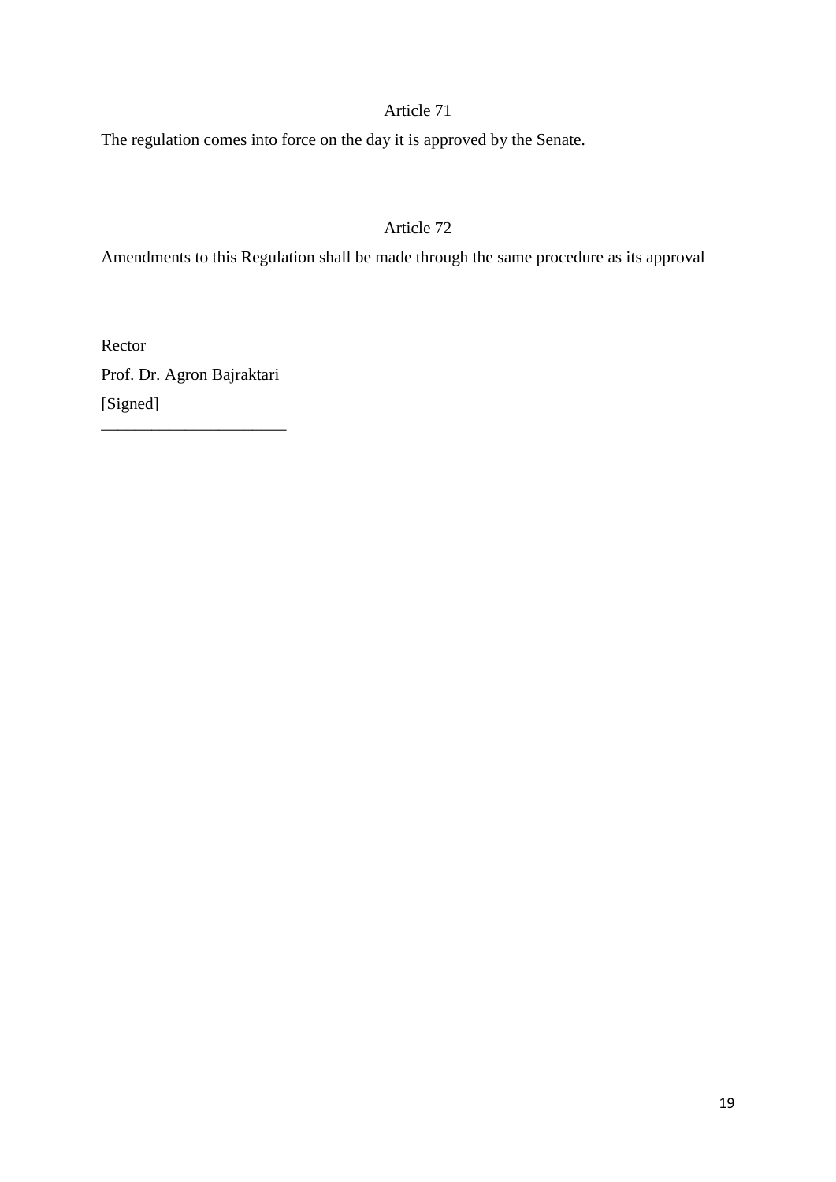### Article 71

The regulation comes into force on the day it is approved by the Senate.

### Article 72

Amendments to this Regulation shall be made through the same procedure as its approval

Rector

Prof. Dr. Agron Bajraktari

[Signed]

______________________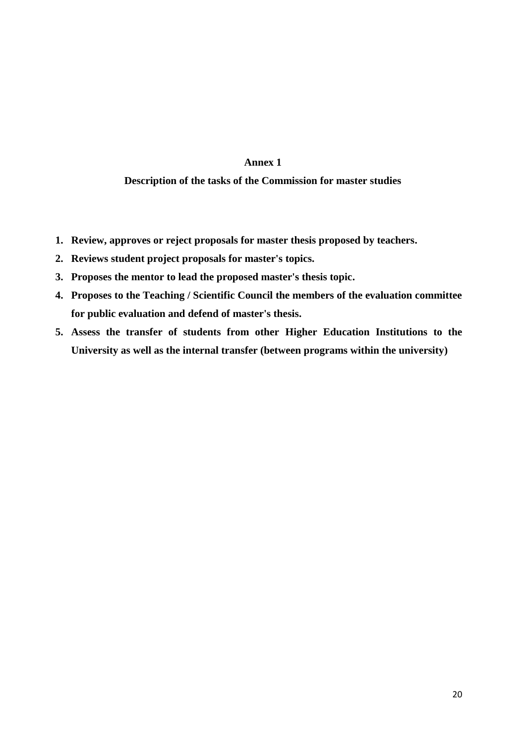**Annex 1**

**Description of the tasks of the Commission for master studies**

1. **Review, approves or reject proposals for master thesis proposed by teachers.**
2. **Reviews student project proposals for master's topics.**
3. **Proposes the mentor to lead the proposed master's thesis topic.**
4. **Proposes to the Teaching / Scientific Council the members of the evaluation committee for public evaluation and defend of master's thesis.**
5. **Assess the transfer of students from other Higher Education Institutions to the University as well as the internal transfer (between programs within the university)**